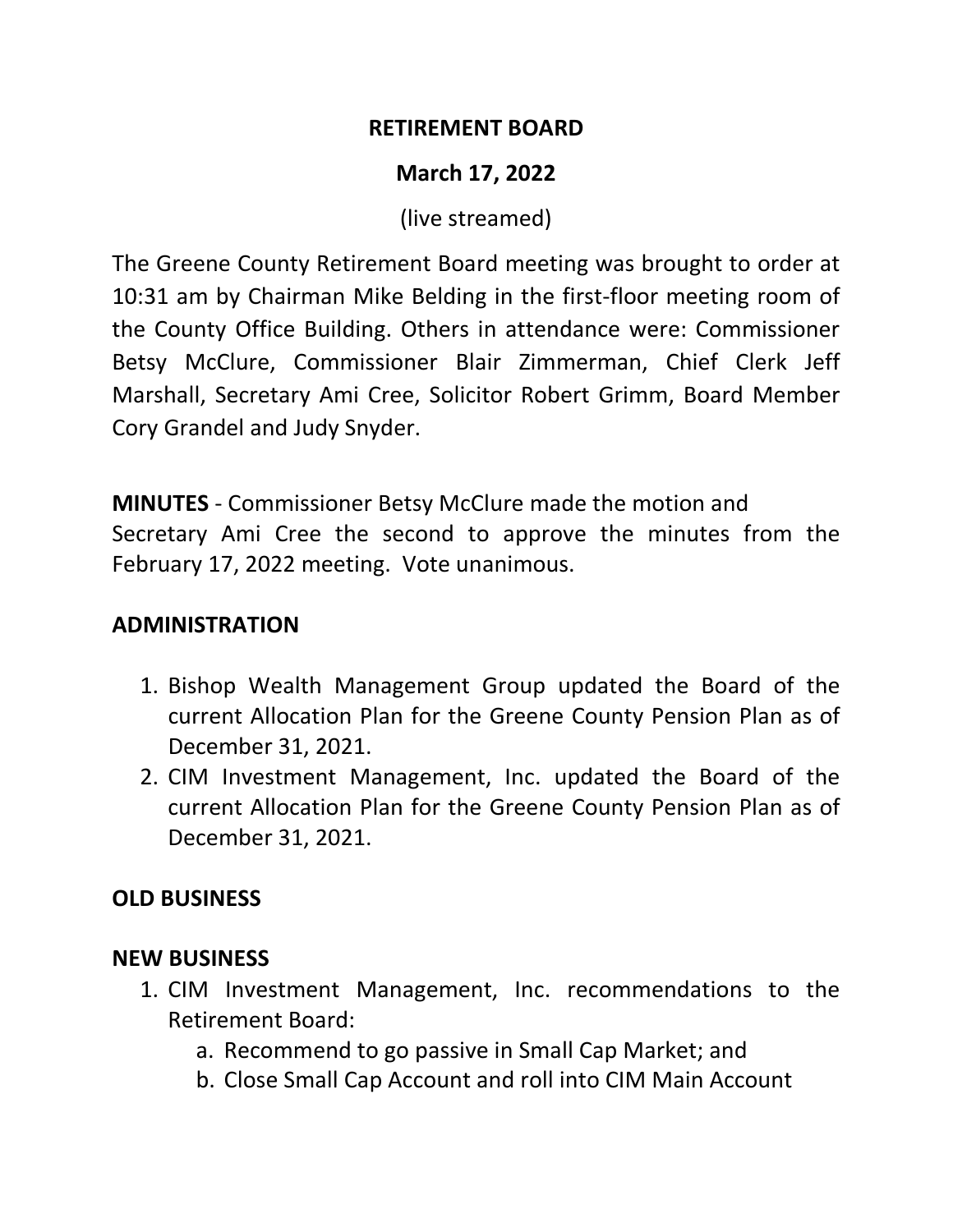# RETIREMENT BOARD

## March 17, 2022

(live streamed)

The Greene County Retirement Board meeting was brought to order at 10:31 am by Chairman Mike Belding in the first-floor meeting room of the County Office Building. Others in attendance were: Commissioner Betsy McClure, Commissioner Blair Zimmerman, Chief Clerk Jeff Marshall, Secretary Ami Cree, Solicitor Robert Grimm, Board Member Cory Grandel and Judy Snyder.

**MINUTES** - Commissioner Betsy McClure made the motion and Secretary Ami Cree the second to approve the minutes from the February 17, 2022 meeting. Vote unanimous.

## ADMINISTRATION

1. Bishop Wealth Management Group updated the Board of the current Allocation Plan for the Greene County Pension Plan as of December 31, 2021.
2. CIM Investment Management, Inc. updated the Board of the current Allocation Plan for the Greene County Pension Plan as of December 31, 2021.

## OLD BUSINESS

## NEW BUSINESS

1. CIM Investment Management, Inc. recommendations to the Retirement Board:
   a. Recommend to go passive in Small Cap Market; and
   b. Close Small Cap Account and roll into CIM Main Account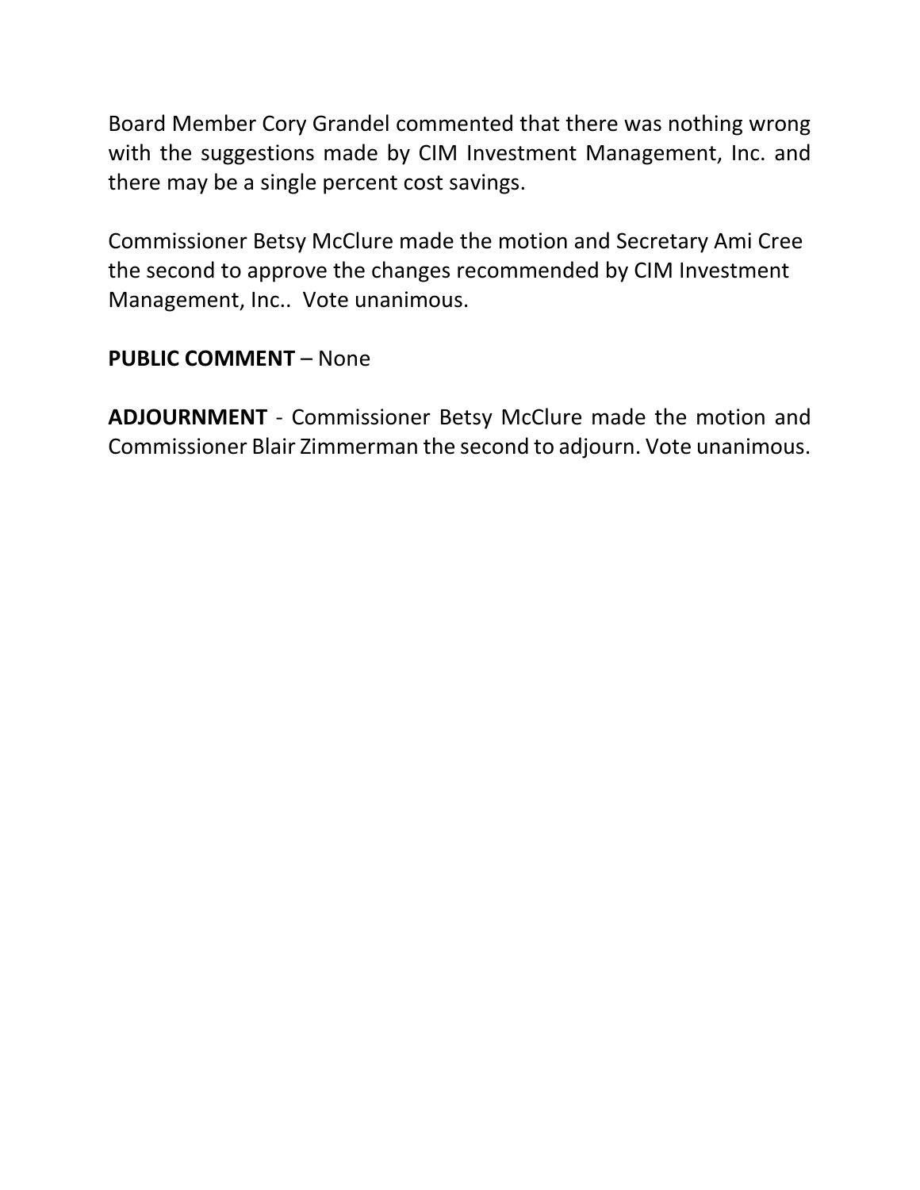Board Member Cory Grandel commented that there was nothing wrong with the suggestions made by CIM Investment Management, Inc. and there may be a single percent cost savings.

Commissioner Betsy McClure made the motion and Secretary Ami Cree the second to approve the changes recommended by CIM Investment Management, Inc.. Vote unanimous.

**PUBLIC COMMENT** – None

**ADJOURNMENT** - Commissioner Betsy McClure made the motion and Commissioner Blair Zimmerman the second to adjourn. Vote unanimous.